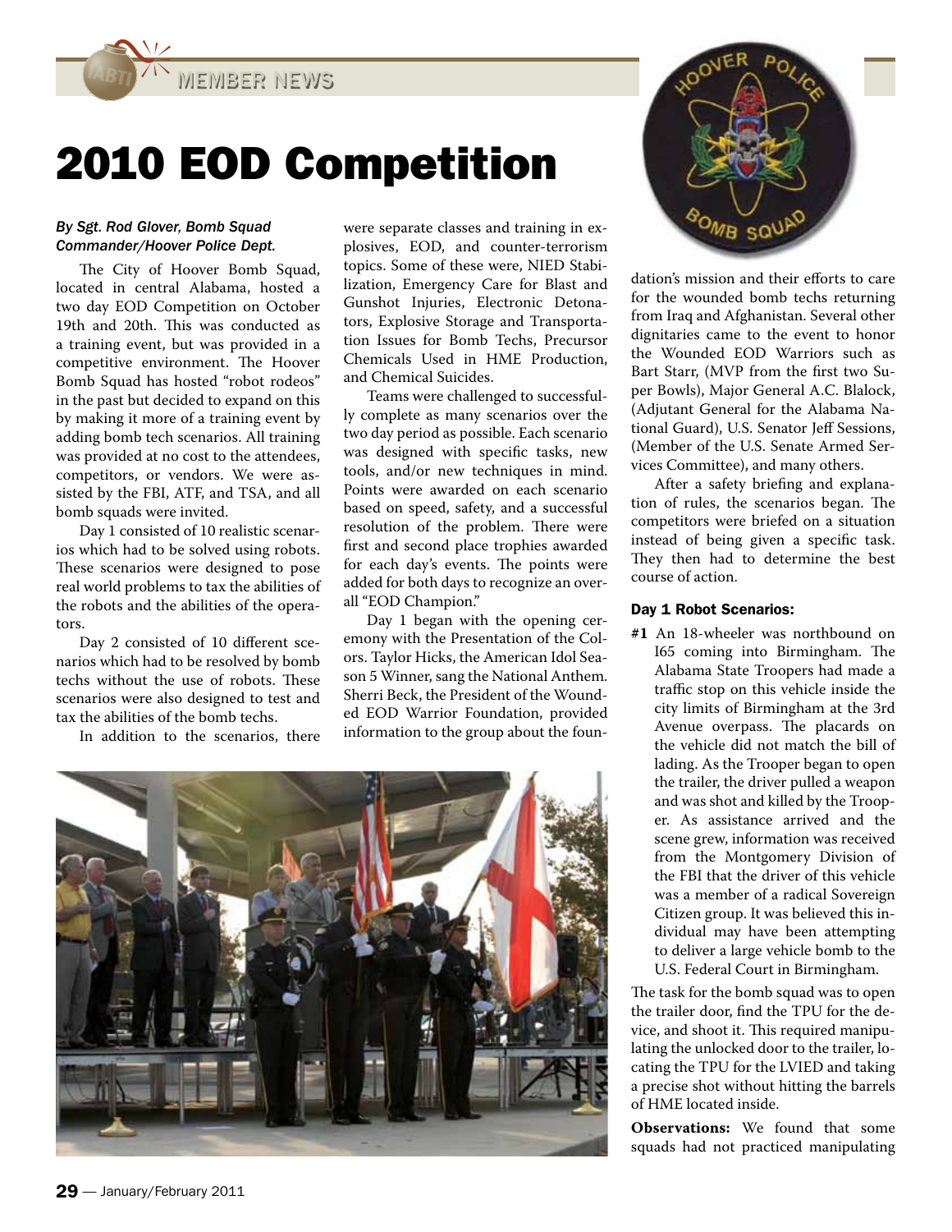# 2010 EOD Competition

*By Sgt. Rod Glover, Bomb Squad Commander/Hoover Police Dept.*

The City of Hoover Bomb Squad, located in central Alabama, hosted a two day EOD Competition on October 19th and 20th. This was conducted as a training event, but was provided in a competitive environment. The Hoover Bomb Squad has hosted "robot rodeos" in the past but decided to expand on this by making it more of a training event by adding bomb tech scenarios. All training was provided at no cost to the attendees, competitors, or vendors. We were assisted by the FBI, ATF, and TSA, and all bomb squads were invited.

Day 1 consisted of 10 realistic scenarios which had to be solved using robots. These scenarios were designed to pose real world problems to tax the abilities of the robots and the abilities of the operators.

Day 2 consisted of 10 different scenarios which had to be resolved by bomb techs without the use of robots. These scenarios were also designed to test and tax the abilities of the bomb techs.

In addition to the scenarios, there were separate classes and training in explosives, EOD, and counter-terrorism topics. Some of these were, NIED Stabilization, Emergency Care for Blast and Gunshot Injuries, Electronic Detonators, Explosive Storage and Transportation Issues for Bomb Techs, Precursor Chemicals Used in HME Production, and Chemical Suicides.

Teams were challenged to successfully complete as many scenarios over the two day period as possible. Each scenario was designed with specific tasks, new tools, and/or new techniques in mind. Points were awarded on each scenario based on speed, safety, and a successful resolution of the problem. There were first and second place trophies awarded for each day's events. The points were added for both days to recognize an overall "EOD Champion."

Day 1 began with the opening ceremony with the Presentation of the Colors. Taylor Hicks, the American Idol Season 5 Winner, sang the National Anthem. Sherri Beck, the President of the Wounded EOD Warrior Foundation, provided information to the group about the foundation's mission and their efforts to care for the wounded bomb techs returning from Iraq and Afghanistan. Several other dignitaries came to the event to honor the Wounded EOD Warriors such as Bart Starr, (MVP from the first two Super Bowls), Major General A.C. Blalock, (Adjutant General for the Alabama National Guard), U.S. Senator Jeff Sessions, (Member of the U.S. Senate Armed Services Committee), and many others.

After a safety briefing and explanation of rules, the scenarios began. The competitors were briefed on a situation instead of being given a specific task. They then had to determine the best course of action.

### Day 1 Robot Scenarios:

**#1** An 18-wheeler was northbound on I65 coming into Birmingham. The Alabama State Troopers had made a traffic stop on this vehicle inside the city limits of Birmingham at the 3rd Avenue overpass. The placards on the vehicle did not match the bill of lading. As the Trooper began to open the trailer, the driver pulled a weapon and was shot and killed by the Trooper. As assistance arrived and the scene grew, information was received from the Montgomery Division of the FBI that the driver of this vehicle was a member of a radical Sovereign Citizen group. It was believed this individual may have been attempting to deliver a large vehicle bomb to the U.S. Federal Court in Birmingham.

The task for the bomb squad was to open the trailer door, find the TPU for the device, and shoot it. This required manipulating the unlocked door to the trailer, locating the TPU for the LVIED and taking a precise shot without hitting the barrels of HME located inside.

**Observations:** We found that some squads had not practiced manipulating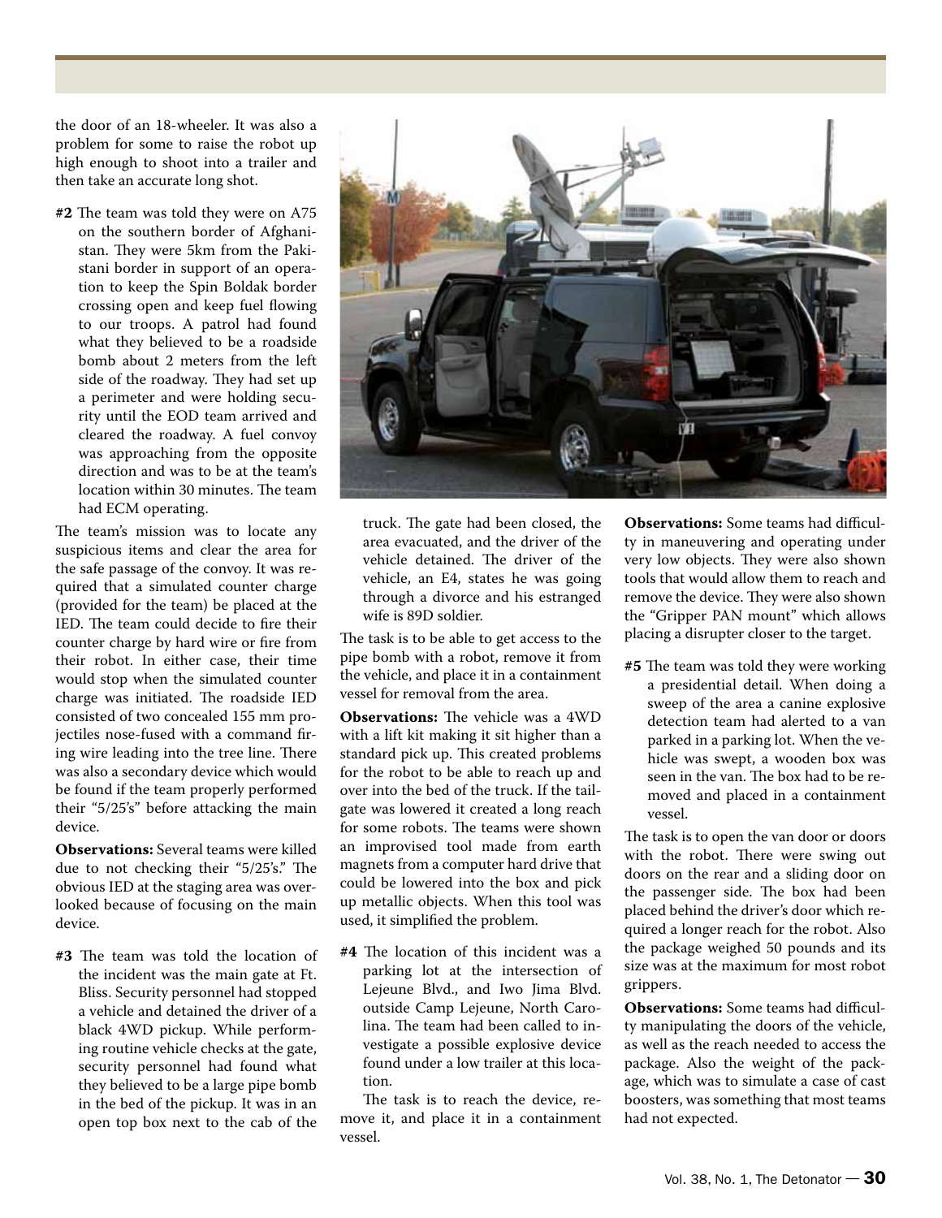the door of an 18-wheeler. It was also a problem for some to raise the robot up high enough to shoot into a trailer and then take an accurate long shot.

**#2** The team was told they were on A75 on the southern border of Afghanistan. They were 5km from the Pakistani border in support of an operation to keep the Spin Boldak border crossing open and keep fuel flowing to our troops. A patrol had found what they believed to be a roadside bomb about 2 meters from the left side of the roadway. They had set up a perimeter and were holding security until the EOD team arrived and cleared the roadway. A fuel convoy was approaching from the opposite direction and was to be at the team's location within 30 minutes. The team had ECM operating.

The team's mission was to locate any suspicious items and clear the area for the safe passage of the convoy. It was required that a simulated counter charge (provided for the team) be placed at the IED. The team could decide to fire their counter charge by hard wire or fire from their robot. In either case, their time would stop when the simulated counter charge was initiated. The roadside IED consisted of two concealed 155 mm projectiles nose-fused with a command firing wire leading into the tree line. There was also a secondary device which would be found if the team properly performed their "5/25's" before attacking the main device.

**Observations:** Several teams were killed due to not checking their "5/25's." The obvious IED at the staging area was overlooked because of focusing on the main device.

**#3** The team was told the location of the incident was the main gate at Ft. Bliss. Security personnel had stopped a vehicle and detained the driver of a black 4WD pickup. While performing routine vehicle checks at the gate, security personnel had found what they believed to be a large pipe bomb in the bed of the pickup. It was in an open top box next to the cab of the truck. The gate had been closed, the area evacuated, and the driver of the vehicle detained. The driver of the vehicle, an E4, states he was going through a divorce and his estranged wife is 89D soldier.

The task is to be able to get access to the pipe bomb with a robot, remove it from the vehicle, and place it in a containment vessel for removal from the area.

**Observations:** The vehicle was a 4WD with a lift kit making it sit higher than a standard pick up. This created problems for the robot to be able to reach up and over into the bed of the truck. If the tailgate was lowered it created a long reach for some robots. The teams were shown an improvised tool made from earth magnets from a computer hard drive that could be lowered into the box and pick up metallic objects. When this tool was used, it simplified the problem.

**#4** The location of this incident was a parking lot at the intersection of Lejeune Blvd., and Iwo Jima Blvd. outside Camp Lejeune, North Carolina. The team had been called to investigate a possible explosive device found under a low trailer at this location.

The task is to reach the device, remove it, and place it in a containment vessel.

**Observations:** Some teams had difficulty in maneuvering and operating under very low objects. They were also shown tools that would allow them to reach and remove the device. They were also shown the "Gripper PAN mount" which allows placing a disrupter closer to the target.

**#5** The team was told they were working a presidential detail. When doing a sweep of the area a canine explosive detection team had alerted to a van parked in a parking lot. When the vehicle was swept, a wooden box was seen in the van. The box had to be removed and placed in a containment vessel.

The task is to open the van door or doors with the robot. There were swing out doors on the rear and a sliding door on the passenger side. The box had been placed behind the driver's door which required a longer reach for the robot. Also the package weighed 50 pounds and its size was at the maximum for most robot grippers.

**Observations:** Some teams had difficulty manipulating the doors of the vehicle, as well as the reach needed to access the package. Also the weight of the package, which was to simulate a case of cast boosters, was something that most teams had not expected.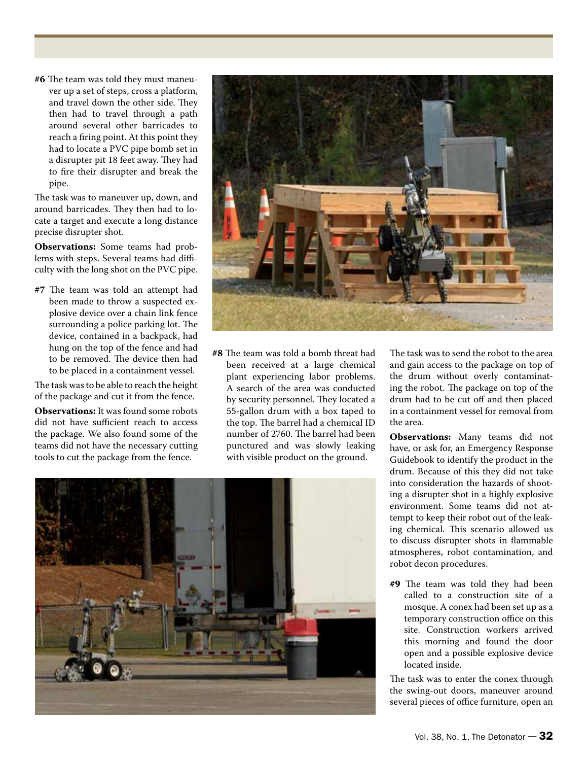**#6** The team was told they must maneuver up a set of steps, cross a platform, and travel down the other side. They then had to travel through a path around several other barricades to reach a firing point. At this point they had to locate a PVC pipe bomb set in a disrupter pit 18 feet away. They had to fire their disrupter and break the pipe.

The task was to maneuver up, down, and around barricades. They then had to locate a target and execute a long distance precise disrupter shot.

**Observations:** Some teams had problems with steps. Several teams had difficulty with the long shot on the PVC pipe.

**#7** The team was told an attempt had been made to throw a suspected explosive device over a chain link fence surrounding a police parking lot. The device, contained in a backpack, had hung on the top of the fence and had to be removed. The device then had to be placed in a containment vessel.

The task was to be able to reach the height of the package and cut it from the fence.

**Observations:** It was found some robots did not have sufficient reach to access the package. We also found some of the teams did not have the necessary cutting tools to cut the package from the fence.

**#8** The team was told a bomb threat had been received at a large chemical plant experiencing labor problems. A search of the area was conducted by security personnel. They located a 55-gallon drum with a box taped to the top. The barrel had a chemical ID number of 2760. The barrel had been punctured and was slowly leaking with visible product on the ground.

The task was to send the robot to the area and gain access to the package on top of the drum without overly contaminating the robot. The package on top of the drum had to be cut off and then placed in a containment vessel for removal from the area.

**Observations:** Many teams did not have, or ask for, an Emergency Response Guidebook to identify the product in the drum. Because of this they did not take into consideration the hazards of shooting a disrupter shot in a highly explosive environment. Some teams did not attempt to keep their robot out of the leaking chemical. This scenario allowed us to discuss disrupter shots in flammable atmospheres, robot contamination, and robot decon procedures.

**#9** The team was told they had been called to a construction site of a mosque. A conex had been set up as a temporary construction office on this site. Construction workers arrived this morning and found the door open and a possible explosive device located inside.

The task was to enter the conex through the swing-out doors, maneuver around several pieces of office furniture, open an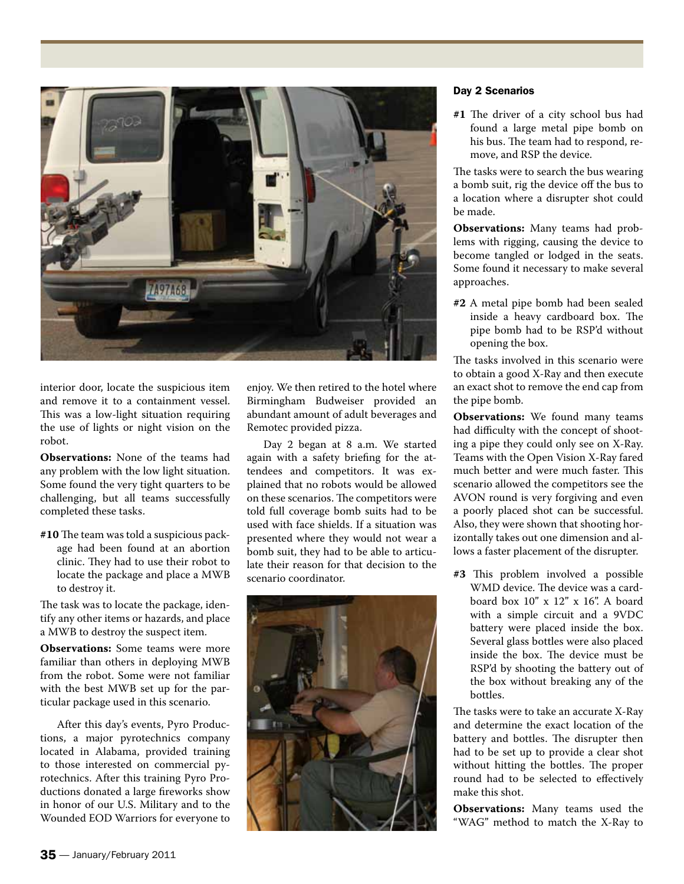interior door, locate the suspicious item and remove it to a containment vessel. This was a low-light situation requiring the use of lights or night vision on the robot.

**Observations:** None of the teams had any problem with the low light situation. Some found the very tight quarters to be challenging, but all teams successfully completed these tasks.

**#10** The team was told a suspicious package had been found at an abortion clinic. They had to use their robot to locate the package and place a MWB to destroy it.

The task was to locate the package, identify any other items or hazards, and place a MWB to destroy the suspect item.

**Observations:** Some teams were more familiar than others in deploying MWB from the robot. Some were not familiar with the best MWB set up for the particular package used in this scenario.

After this day's events, Pyro Productions, a major pyrotechnics company located in Alabama, provided training to those interested on commercial pyrotechnics. After this training Pyro Productions donated a large fireworks show in honor of our U.S. Military and to the Wounded EOD Warriors for everyone to enjoy. We then retired to the hotel where Birmingham Budweiser provided an abundant amount of adult beverages and Remotec provided pizza.

Day 2 began at 8 a.m. We started again with a safety briefing for the attendees and competitors. It was explained that no robots would be allowed on these scenarios. The competitors were told full coverage bomb suits had to be used with face shields. If a situation was presented where they would not wear a bomb suit, they had to be able to articulate their reason for that decision to the scenario coordinator.

### Day 2 Scenarios

**#1** The driver of a city school bus had found a large metal pipe bomb on his bus. The team had to respond, remove, and RSP the device.

The tasks were to search the bus wearing a bomb suit, rig the device off the bus to a location where a disrupter shot could be made.

**Observations:** Many teams had problems with rigging, causing the device to become tangled or lodged in the seats. Some found it necessary to make several approaches.

**#2** A metal pipe bomb had been sealed inside a heavy cardboard box. The pipe bomb had to be RSP'd without opening the box.

The tasks involved in this scenario were to obtain a good X-Ray and then execute an exact shot to remove the end cap from the pipe bomb.

**Observations:** We found many teams had difficulty with the concept of shooting a pipe they could only see on X-Ray. Teams with the Open Vision X-Ray fared much better and were much faster. This scenario allowed the competitors see the AVON round is very forgiving and even a poorly placed shot can be successful. Also, they were shown that shooting horizontally takes out one dimension and allows a faster placement of the disrupter.

**#3** This problem involved a possible WMD device. The device was a cardboard box 10" x 12" x 16". A board with a simple circuit and a 9VDC battery were placed inside the box. Several glass bottles were also placed inside the box. The device must be RSP'd by shooting the battery out of the box without breaking any of the bottles.

The tasks were to take an accurate X-Ray and determine the exact location of the battery and bottles. The disrupter then had to be set up to provide a clear shot without hitting the bottles. The proper round had to be selected to effectively make this shot.

**Observations:** Many teams used the "WAG" method to match the X-Ray to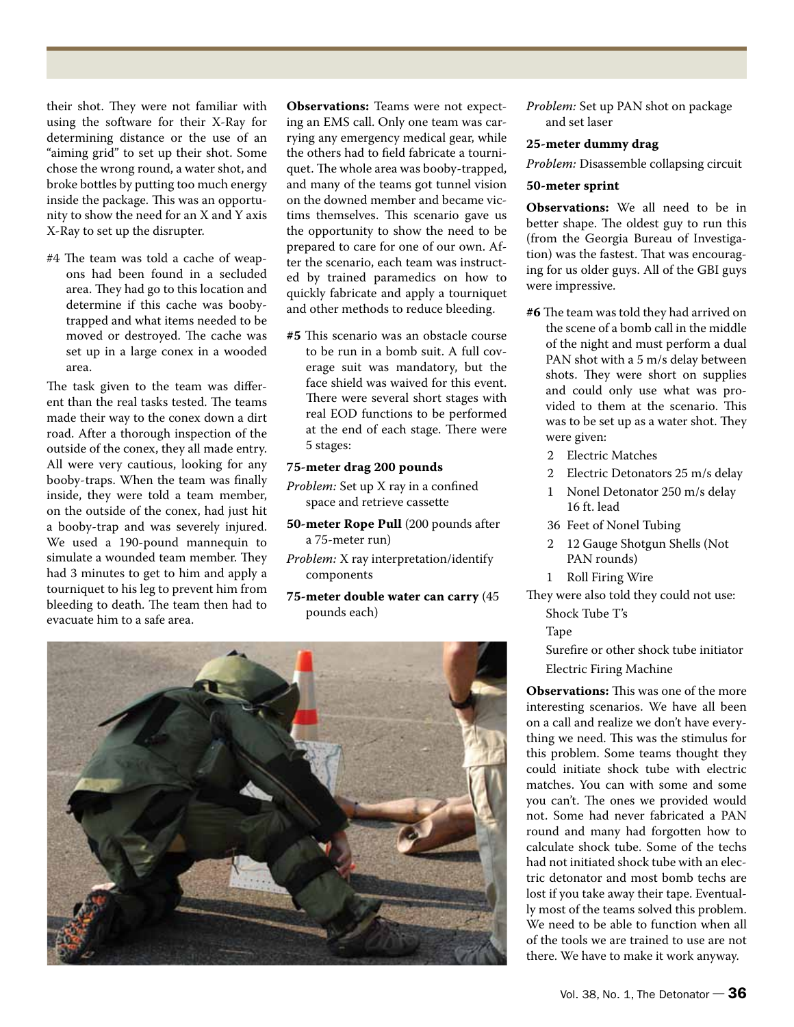their shot. They were not familiar with using the software for their X-Ray for determining distance or the use of an "aiming grid" to set up their shot. Some chose the wrong round, a water shot, and broke bottles by putting too much energy inside the package. This was an opportunity to show the need for an X and Y axis X-Ray to set up the disrupter.

#4 The team was told a cache of weapons had been found in a secluded area. They had go to this location and determine if this cache was booby-trapped and what items needed to be moved or destroyed. The cache was set up in a large conex in a wooded area.

The task given to the team was different than the real tasks tested. The teams made their way to the conex down a dirt road. After a thorough inspection of the outside of the conex, they all made entry. All were very cautious, looking for any booby-traps. When the team was finally inside, they were told a team member, on the outside of the conex, had just hit a booby-trap and was severely injured. We used a 190-pound mannequin to simulate a wounded team member. They had 3 minutes to get to him and apply a tourniquet to his leg to prevent him from bleeding to death. The team then had to evacuate him to a safe area.

**Observations:** Teams were not expecting an EMS call. Only one team was carrying any emergency medical gear, while the others had to field fabricate a tourniquet. The whole area was booby-trapped, and many of the teams got tunnel vision on the downed member and became victims themselves. This scenario gave us the opportunity to show the need to be prepared to care for one of our own. After the scenario, each team was instructed by trained paramedics on how to quickly fabricate and apply a tourniquet and other methods to reduce bleeding.

**#5** This scenario was an obstacle course to be run in a bomb suit. A full coverage suit was mandatory, but the face shield was waived for this event. There were several short stages with real EOD functions to be performed at the end of each stage. There were 5 stages:

**75-meter drag 200 pounds**

*Problem:* Set up X ray in a confined space and retrieve cassette

**50-meter Rope Pull** (200 pounds after a 75-meter run)

*Problem:* X ray interpretation/identify components

**75-meter double water can carry** (45 pounds each)

*Problem:* Set up PAN shot on package and set laser

**25-meter dummy drag**

*Problem:* Disassemble collapsing circuit

**50-meter sprint**

**Observations:** We all need to be in better shape. The oldest guy to run this (from the Georgia Bureau of Investigation) was the fastest. That was encouraging for us older guys. All of the GBI guys were impressive.

**#6** The team was told they had arrived on the scene of a bomb call in the middle of the night and must perform a dual PAN shot with a 5 m/s delay between shots. They were short on supplies and could only use what was provided to them at the scenario. This was to be set up as a water shot. They were given:

- 2 Electric Matches
- 2 Electric Detonators 25 m/s delay
- 1 Nonel Detonator 250 m/s delay 16 ft. lead
- 36 Feet of Nonel Tubing
- 2 12 Gauge Shotgun Shells (Not PAN rounds)
- 1 Roll Firing Wire

They were also told they could not use:

- Shock Tube T's
- Tape
- Surefire or other shock tube initiator
- Electric Firing Machine

**Observations:** This was one of the more interesting scenarios. We have all been on a call and realize we don't have everything we need. This was the stimulus for this problem. Some teams thought they could initiate shock tube with electric matches. You can with some and some you can't. The ones we provided would not. Some had never fabricated a PAN round and many had forgotten how to calculate shock tube. Some of the techs had not initiated shock tube with an electric detonator and most bomb techs are lost if you take away their tape. Eventually most of the teams solved this problem. We need to be able to function when all of the tools we are trained to use are not there. We have to make it work anyway.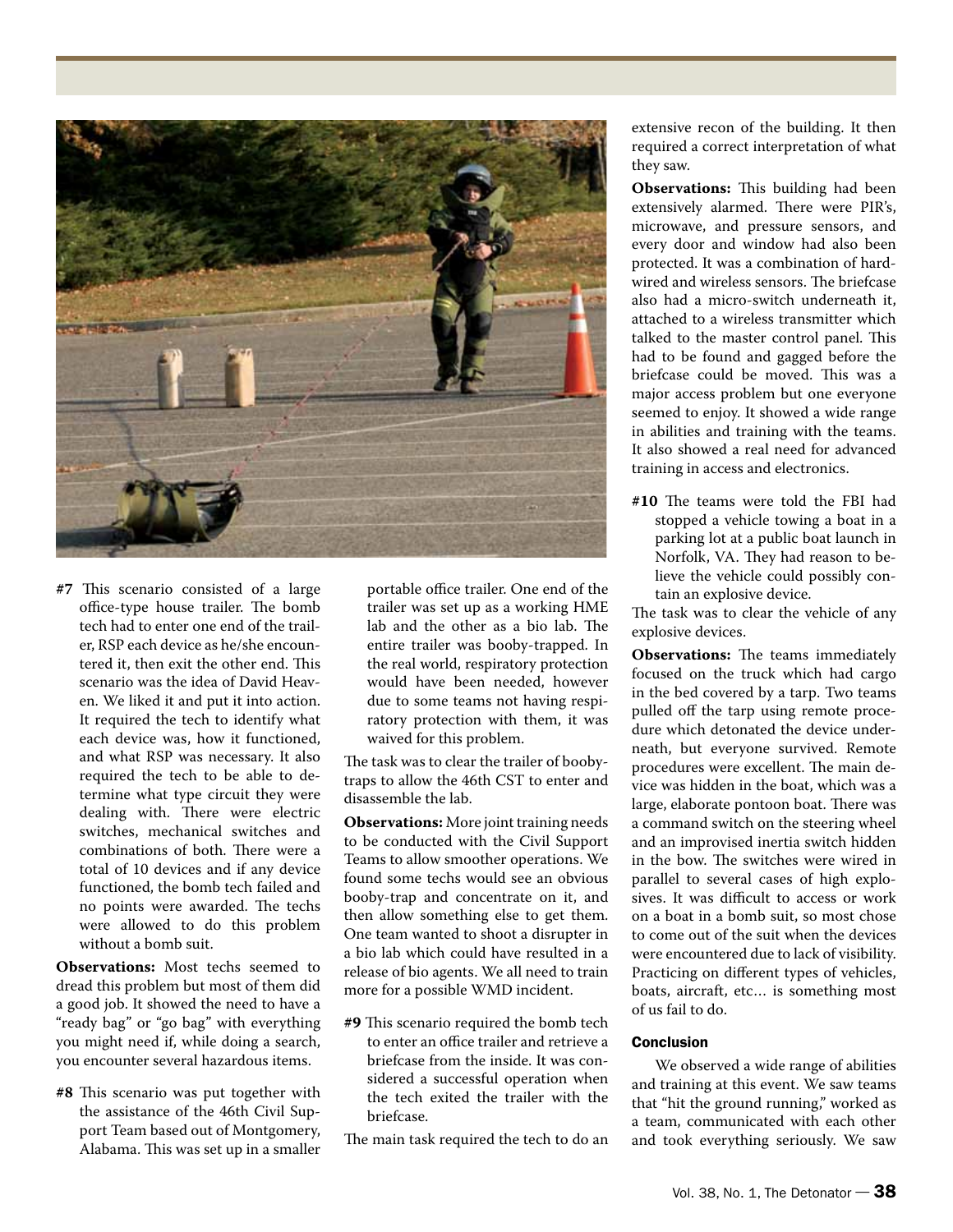**#7** This scenario consisted of a large office-type house trailer. The bomb tech had to enter one end of the trailer, RSP each device as he/she encountered it, then exit the other end. This scenario was the idea of David Heaven. We liked it and put it into action. It required the tech to identify what each device was, how it functioned, and what RSP was necessary. It also required the tech to be able to determine what type circuit they were dealing with. There were electric switches, mechanical switches and combinations of both. There were a total of 10 devices and if any device functioned, the bomb tech failed and no points were awarded. The techs were allowed to do this problem without a bomb suit.

**Observations:** Most techs seemed to dread this problem but most of them did a good job. It showed the need to have a "ready bag" or "go bag" with everything you might need if, while doing a search, you encounter several hazardous items.

**#8** This scenario was put together with the assistance of the 46th Civil Support Team based out of Montgomery, Alabama. This was set up in a smaller portable office trailer. One end of the trailer was set up as a working HME lab and the other as a bio lab. The entire trailer was booby-trapped. In the real world, respiratory protection would have been needed, however due to some teams not having respiratory protection with them, it was waived for this problem.

The task was to clear the trailer of booby-traps to allow the 46th CST to enter and disassemble the lab.

**Observations:** More joint training needs to be conducted with the Civil Support Teams to allow smoother operations. We found some techs would see an obvious booby-trap and concentrate on it, and then allow something else to get them. One team wanted to shoot a disrupter in a bio lab which could have resulted in a release of bio agents. We all need to train more for a possible WMD incident.

**#9** This scenario required the bomb tech to enter an office trailer and retrieve a briefcase from the inside. It was considered a successful operation when the tech exited the trailer with the briefcase.

The main task required the tech to do an extensive recon of the building. It then required a correct interpretation of what they saw.

**Observations:** This building had been extensively alarmed. There were PIR's, microwave, and pressure sensors, and every door and window had also been protected. It was a combination of hard-wired and wireless sensors. The briefcase also had a micro-switch underneath it, attached to a wireless transmitter which talked to the master control panel. This had to be found and gagged before the briefcase could be moved. This was a major access problem but one everyone seemed to enjoy. It showed a wide range in abilities and training with the teams. It also showed a real need for advanced training in access and electronics.

**#10** The teams were told the FBI had stopped a vehicle towing a boat in a parking lot at a public boat launch in Norfolk, VA. They had reason to believe the vehicle could possibly contain an explosive device.

The task was to clear the vehicle of any explosive devices.

**Observations:** The teams immediately focused on the truck which had cargo in the bed covered by a tarp. Two teams pulled off the tarp using remote procedure which detonated the device underneath, but everyone survived. Remote procedures were excellent. The main device was hidden in the boat, which was a large, elaborate pontoon boat. There was a command switch on the steering wheel and an improvised inertia switch hidden in the bow. The switches were wired in parallel to several cases of high explosives. It was difficult to access or work on a boat in a bomb suit, so most chose to come out of the suit when the devices were encountered due to lack of visibility. Practicing on different types of vehicles, boats, aircraft, etc… is something most of us fail to do.

### Conclusion

We observed a wide range of abilities and training at this event. We saw teams that "hit the ground running," worked as a team, communicated with each other and took everything seriously. We saw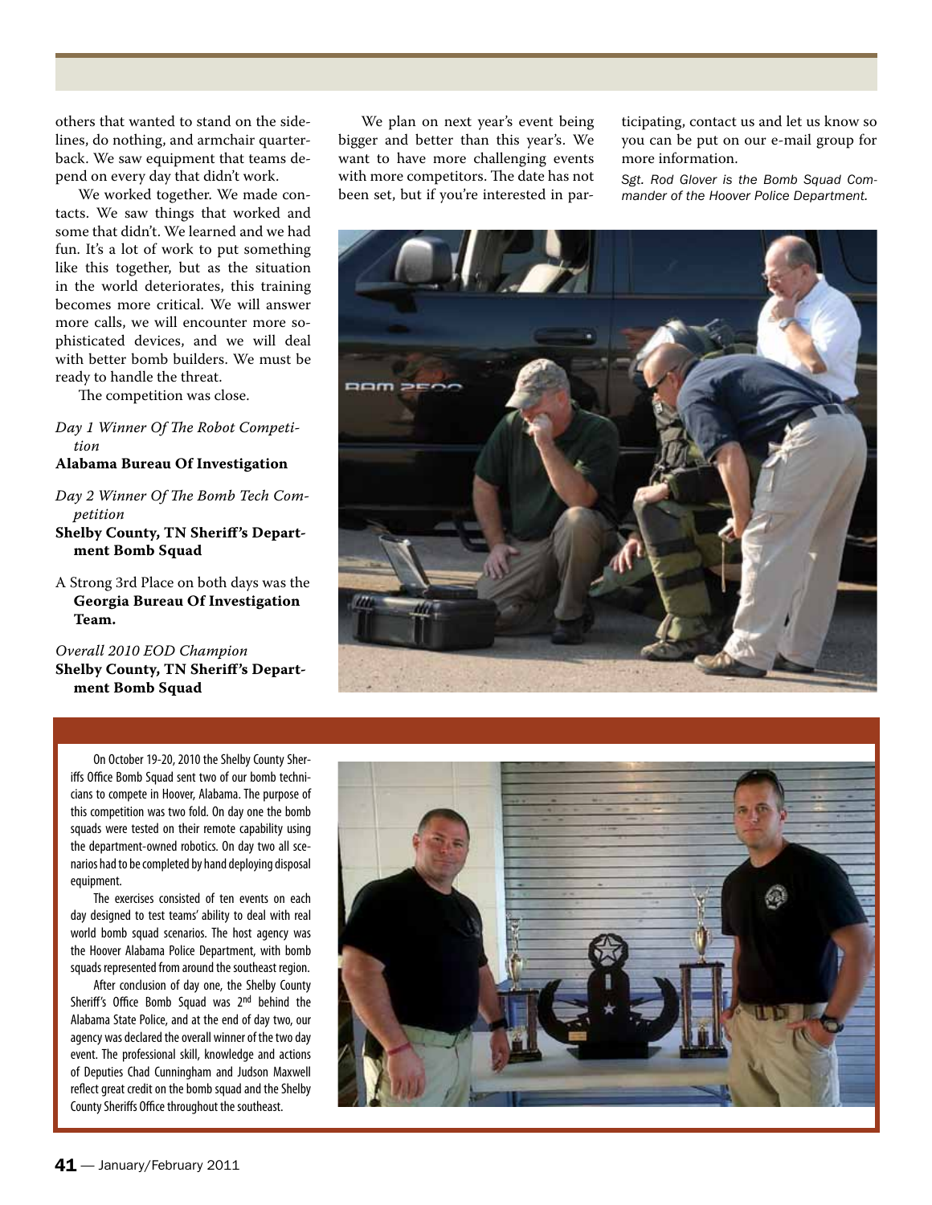others that wanted to stand on the sidelines, do nothing, and armchair quarterback. We saw equipment that teams depend on every day that didn't work.

We worked together. We made contacts. We saw things that worked and some that didn't. We learned and we had fun. It's a lot of work to put something like this together, but as the situation in the world deteriorates, this training becomes more critical. We will answer more calls, we will encounter more sophisticated devices, and we will deal with better bomb builders. We must be ready to handle the threat.

The competition was close.

*Day 1 Winner Of The Robot Competition*
**Alabama Bureau Of Investigation**

*Day 2 Winner Of The Bomb Tech Competition*
**Shelby County, TN Sheriff's Department Bomb Squad**

A Strong 3rd Place on both days was the **Georgia Bureau Of Investigation Team.**

*Overall 2010 EOD Champion*
**Shelby County, TN Sheriff's Department Bomb Squad**

We plan on next year's event being bigger and better than this year's. We want to have more challenging events with more competitors. The date has not been set, but if you're interested in participating, contact us and let us know so you can be put on our e-mail group for more information.

*Sgt. Rod Glover is the Bomb Squad Commander of the Hoover Police Department.*

---

On October 19-20, 2010 the Shelby County Sheriffs Office Bomb Squad sent two of our bomb technicians to compete in Hoover, Alabama. The purpose of this competition was two fold. On day one the bomb squads were tested on their remote capability using the department-owned robotics. On day two all scenarios had to be completed by hand deploying disposal equipment.

The exercises consisted of ten events on each day designed to test teams' ability to deal with real world bomb squad scenarios. The host agency was the Hoover Alabama Police Department, with bomb squads represented from around the southeast region.

After conclusion of day one, the Shelby County Sheriff's Office Bomb Squad was 2nd behind the Alabama State Police, and at the end of day two, our agency was declared the overall winner of the two day event. The professional skill, knowledge and actions of Deputies Chad Cunningham and Judson Maxwell reflect great credit on the bomb squad and the Shelby County Sheriffs Office throughout the southeast.